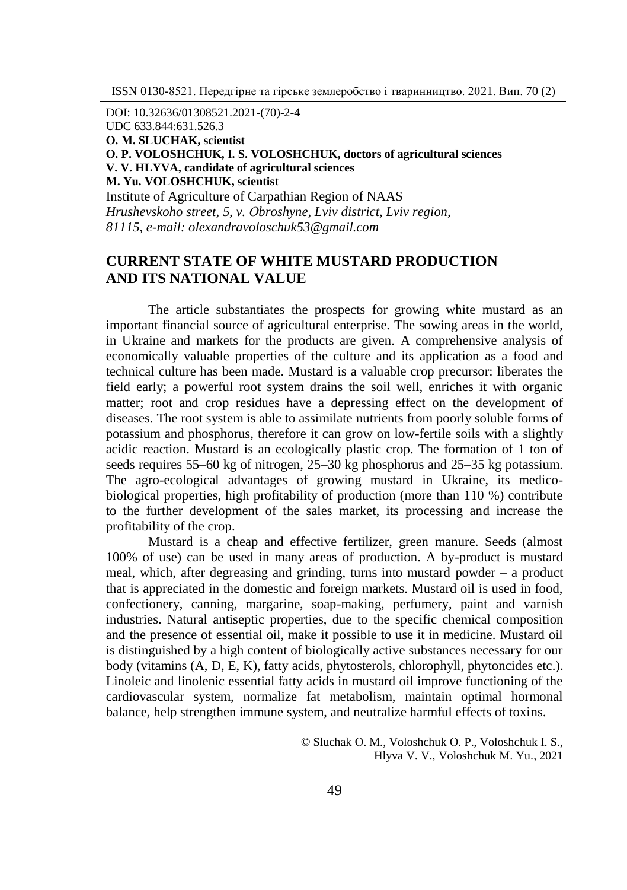DOI: 10.32636/01308521.2021-(70)-2-4
UDC 633.844:631.526.3
**O. M. SLUCHAK, scientist**
**O. P. VOLOSHCHUK, I. S. VOLOSHCHUK, doctors of agricultural sciences**
**V. V. HLYVA, candidate of agricultural sciences**
**M. Yu. VOLOSHCHUK, scientist**
Institute of Agriculture of Carpathian Region of NAAS
*Hrushevskoho street, 5, v. Obroshyne, Lviv district, Lviv region, 81115, e-mail: olexandravoloschuk53@gmail.com*

# CURRENT STATE OF WHITE MUSTARD PRODUCTION AND ITS NATIONAL VALUE

The article substantiates the prospects for growing white mustard as an important financial source of agricultural enterprise. The sowing areas in the world, in Ukraine and markets for the products are given. A comprehensive analysis of economically valuable properties of the culture and its application as a food and technical culture has been made. Mustard is a valuable crop precursor: liberates the field early; a powerful root system drains the soil well, enriches it with organic matter; root and crop residues have a depressing effect on the development of diseases. The root system is able to assimilate nutrients from poorly soluble forms of potassium and phosphorus, therefore it can grow on low-fertile soils with a slightly acidic reaction. Mustard is an ecologically plastic crop. The formation of 1 ton of seeds requires 55–60 kg of nitrogen, 25–30 kg phosphorus and 25–35 kg potassium. The agro-ecological advantages of growing mustard in Ukraine, its medico-biological properties, high profitability of production (more than 110 %) contribute to the further development of the sales market, its processing and increase the profitability of the crop.

Mustard is a cheap and effective fertilizer, green manure. Seeds (almost 100% of use) can be used in many areas of production. A by-product is mustard meal, which, after degreasing and grinding, turns into mustard powder – a product that is appreciated in the domestic and foreign markets. Mustard oil is used in food, confectionery, canning, margarine, soap-making, perfumery, paint and varnish industries. Natural antiseptic properties, due to the specific chemical composition and the presence of essential oil, make it possible to use it in medicine. Mustard oil is distinguished by a high content of biologically active substances necessary for our body (vitamins (A, D, E, K), fatty acids, phytosterols, chlorophyll, phytoncides etc.). Linoleic and linolenic essential fatty acids in mustard oil improve functioning of the cardiovascular system, normalize fat metabolism, maintain optimal hormonal balance, help strengthen immune system, and neutralize harmful effects of toxins.

© Sluchak O. M., Voloshchuk O. P., Voloshchuk I. S., Hlyva V. V., Voloshchuk M. Yu., 2021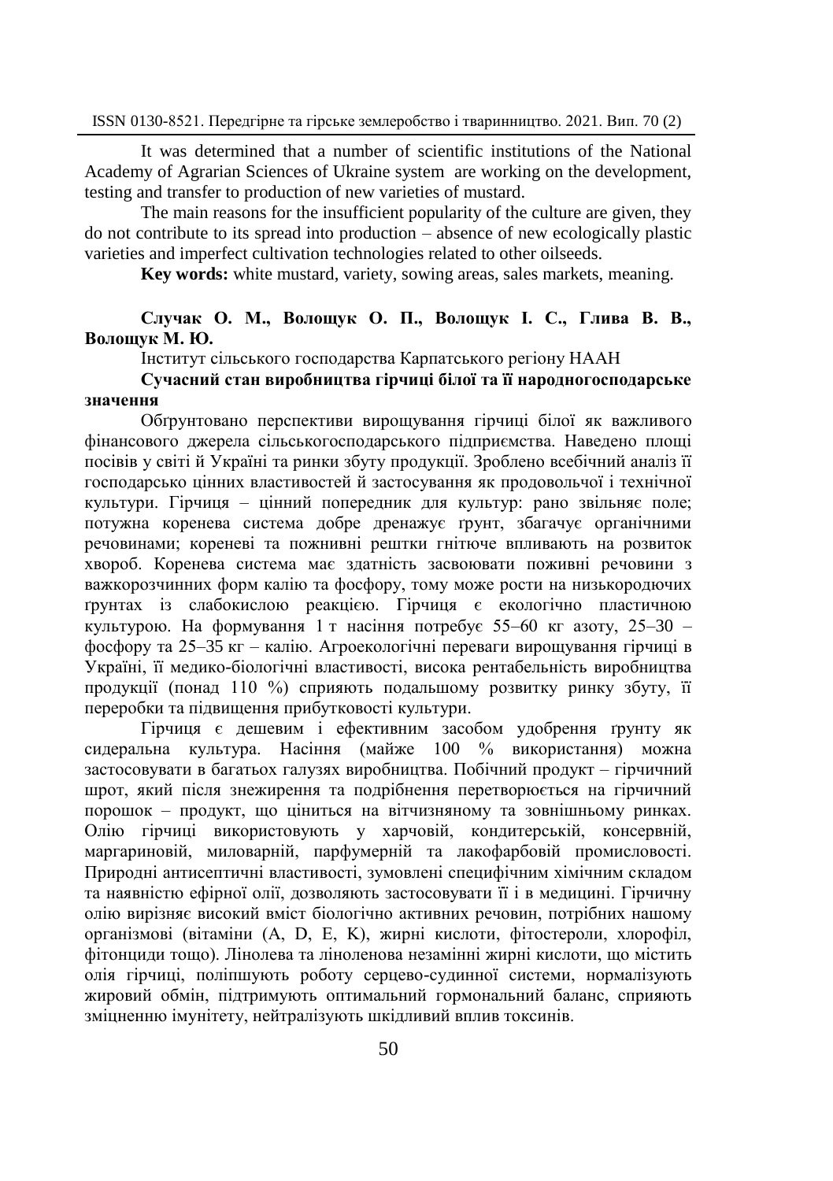It was determined that a number of scientific institutions of the National Academy of Agrarian Sciences of Ukraine system are working on the development, testing and transfer to production of new varieties of mustard.

The main reasons for the insufficient popularity of the culture are given, they do not contribute to its spread into production – absence of new ecologically plastic varieties and imperfect cultivation technologies related to other oilseeds.

**Key words:** white mustard, variety, sowing areas, sales markets, meaning.

**Случак О. М., Волощук О. П., Волощук І. С., Глива В. В., Волощук М. Ю.**

Інститут сільського господарства Карпатського регіону НААН

**Сучасний стан виробництва гірчиці білої та її народногосподарське значення**

Обґрунтовано перспективи вирощування гірчиці білої як важливого фінансового джерела сільськогосподарського підприємства. Наведено площі посівів у світі й Україні та ринки збуту продукції. Зроблено всебічний аналіз її господарсько цінних властивостей й застосування як продовольчої і технічної культури. Гірчиця – цінний попередник для культур: рано звільняє поле; потужна коренева система добре дренажує ґрунт, збагачує органічними речовинами; кореневі та пожнивні рештки гнітюче впливають на розвиток хвороб. Коренева система має здатність засвоювати поживні речовини з важкорозчинних форм калію та фосфору, тому може рости на низькородючих ґрунтах із слабокислою реакцією. Гірчиця є екологічно пластичною культурою. На формування 1 т насіння потребує 55–60 кг азоту, 25–30 – фосфору та 25–35 кг – калію. Агроекологічні переваги вирощування гірчиці в Україні, її медико-біологічні властивості, висока рентабельність виробництва продукції (понад 110 %) сприяють подальшому розвитку ринку збуту, її переробки та підвищення прибутковості культури.

Гірчиця є дешевим і ефективним засобом удобрення ґрунту як сидеральна культура. Насіння (майже 100 % використання) можна застосовувати в багатьох галузях виробництва. Побічний продукт – гірчичний шрот, який після знежирення та подрібнення перетворюється на гірчичний порошок – продукт, що цінується на вітчизняному та зовнішньому ринках. Олію гірчиці використовують у харчовій, кондитерській, консервній, маргариновій, миловарній, парфумерній та лакофарбовій промисловості. Природні антисептичні властивості, зумовлені специфічним хімічним складом та наявністю ефірної олії, дозволяють застосовувати її і в медицині. Гірчичну олію вирізняє високий вміст біологічно активних речовин, потрібних нашому організмові (вітаміни (A, D, E, K), жирні кислоти, фітостероли, хлорофіл, фітонциди тощо). Лінолева та ліноленова незамінні жирні кислоти, що містить олія гірчиці, поліпшують роботу серцево-судинної системи, нормалізують жировий обмін, підтримують оптимальний гормональний баланс, сприяють зміцненню імунітету, нейтралізують шкідливий вплив токсинів.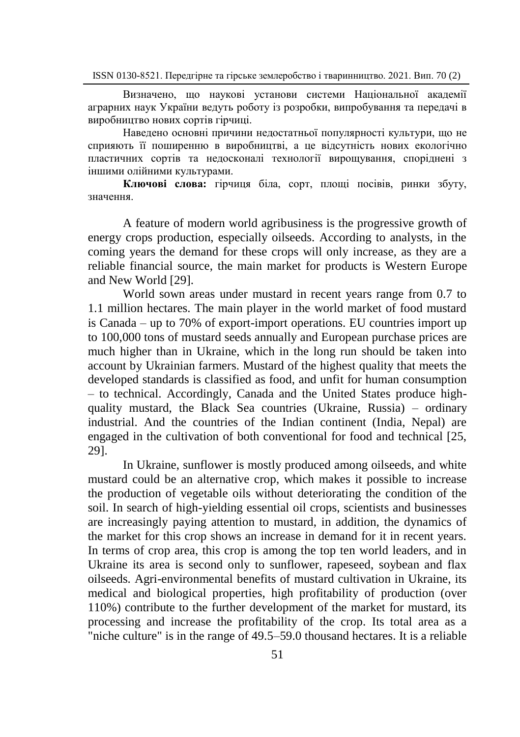Визначено, що наукові установи системи Національної академії аграрних наук України ведуть роботу із розробки, випробування та передачі в виробництво нових сортів гірчиці.

Наведено основні причини недостатньої популярності культури, що не сприяють її поширенню в виробництві, а це відсутність нових екологічно пластичних сортів та недосконалі технології вирощування, споріднені з іншими олійними культурами.

**Ключові слова:** гірчиця біла, сорт, площі посівів, ринки збуту, значення.

A feature of modern world agribusiness is the progressive growth of energy crops production, especially oilseeds. According to analysts, in the coming years the demand for these crops will only increase, as they are a reliable financial source, the main market for products is Western Europe and New World [29].

World sown areas under mustard in recent years range from 0.7 to 1.1 million hectares. The main player in the world market of food mustard is Canada – up to 70% of export-import operations. EU countries import up to 100,000 tons of mustard seeds annually and European purchase prices are much higher than in Ukraine, which in the long run should be taken into account by Ukrainian farmers. Mustard of the highest quality that meets the developed standards is classified as food, and unfit for human consumption – to technical. Accordingly, Canada and the United States produce high-quality mustard, the Black Sea countries (Ukraine, Russia) – ordinary industrial. And the countries of the Indian continent (India, Nepal) are engaged in the cultivation of both conventional for food and technical [25, 29].

In Ukraine, sunflower is mostly produced among oilseeds, and white mustard could be an alternative crop, which makes it possible to increase the production of vegetable oils without deteriorating the condition of the soil. In search of high-yielding essential oil crops, scientists and businesses are increasingly paying attention to mustard, in addition, the dynamics of the market for this crop shows an increase in demand for it in recent years. In terms of crop area, this crop is among the top ten world leaders, and in Ukraine its area is second only to sunflower, rapeseed, soybean and flax oilseeds. Agri-environmental benefits of mustard cultivation in Ukraine, its medical and biological properties, high profitability of production (over 110%) contribute to the further development of the market for mustard, its processing and increase the profitability of the crop. Its total area as a "niche culture" is in the range of 49.5–59.0 thousand hectares. It is a reliable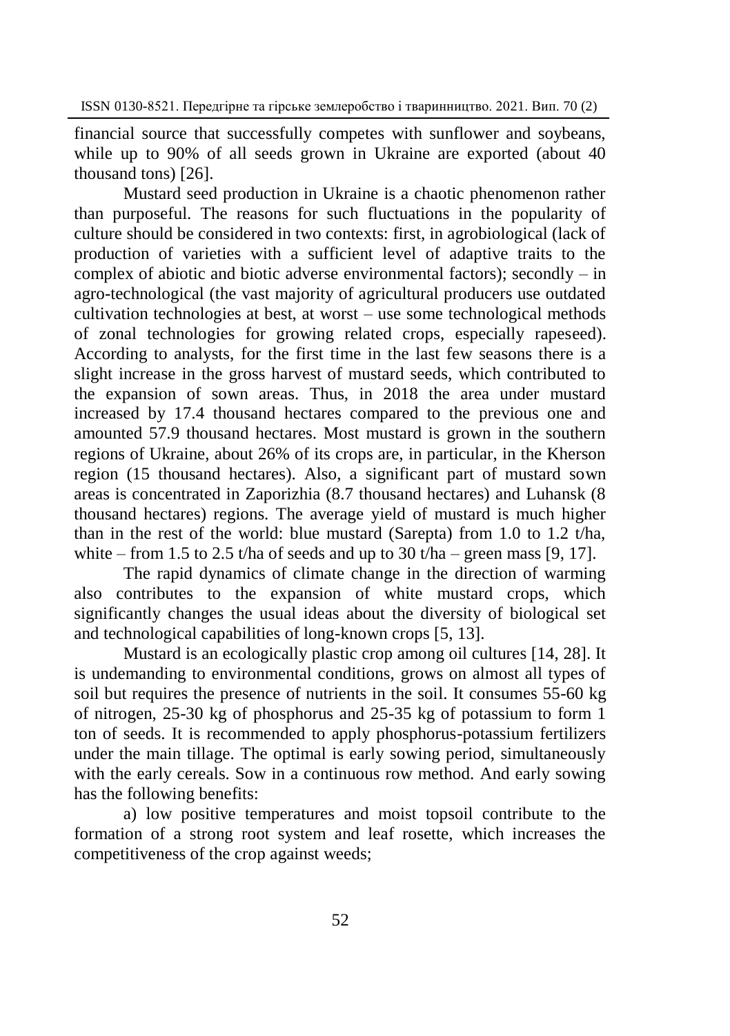financial source that successfully competes with sunflower and soybeans, while up to 90% of all seeds grown in Ukraine are exported (about 40 thousand tons) [26].

Mustard seed production in Ukraine is a chaotic phenomenon rather than purposeful. The reasons for such fluctuations in the popularity of culture should be considered in two contexts: first, in agrobiological (lack of production of varieties with a sufficient level of adaptive traits to the complex of abiotic and biotic adverse environmental factors); secondly – in agro-technological (the vast majority of agricultural producers use outdated cultivation technologies at best, at worst – use some technological methods of zonal technologies for growing related crops, especially rapeseed). According to analysts, for the first time in the last few seasons there is a slight increase in the gross harvest of mustard seeds, which contributed to the expansion of sown areas. Thus, in 2018 the area under mustard increased by 17.4 thousand hectares compared to the previous one and amounted 57.9 thousand hectares. Most mustard is grown in the southern regions of Ukraine, about 26% of its crops are, in particular, in the Kherson region (15 thousand hectares). Also, a significant part of mustard sown areas is concentrated in Zaporizhia (8.7 thousand hectares) and Luhansk (8 thousand hectares) regions. The average yield of mustard is much higher than in the rest of the world: blue mustard (Sarepta) from 1.0 to 1.2 t/ha, white – from 1.5 to 2.5 t/ha of seeds and up to 30 t/ha – green mass [9, 17].

The rapid dynamics of climate change in the direction of warming also contributes to the expansion of white mustard crops, which significantly changes the usual ideas about the diversity of biological set and technological capabilities of long-known crops [5, 13].

Mustard is an ecologically plastic crop among oil cultures [14, 28]. It is undemanding to environmental conditions, grows on almost all types of soil but requires the presence of nutrients in the soil. It consumes 55-60 kg of nitrogen, 25-30 kg of phosphorus and 25-35 kg of potassium to form 1 ton of seeds. It is recommended to apply phosphorus-potassium fertilizers under the main tillage. The optimal is early sowing period, simultaneously with the early cereals. Sow in a continuous row method. And early sowing has the following benefits:

a) low positive temperatures and moist topsoil contribute to the formation of a strong root system and leaf rosette, which increases the competitiveness of the crop against weeds;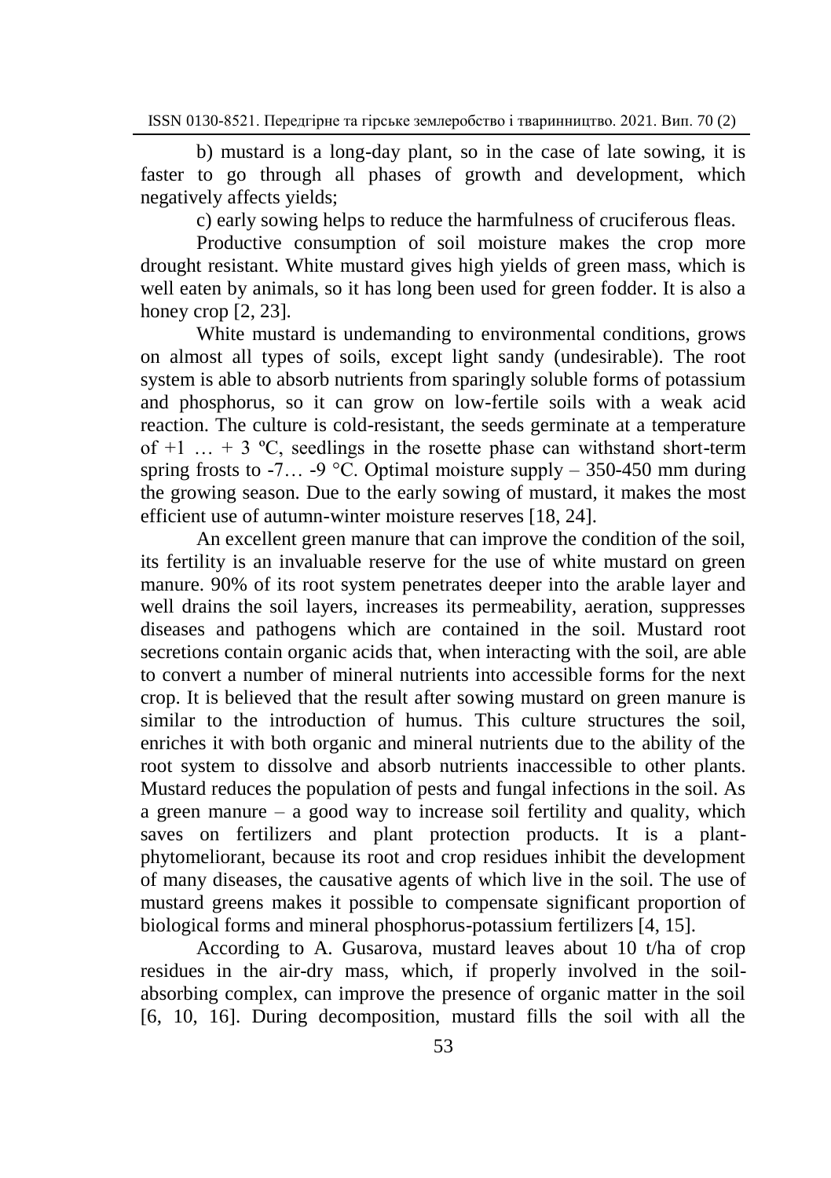b) mustard is a long-day plant, so in the case of late sowing, it is faster to go through all phases of growth and development, which negatively affects yields;

c) early sowing helps to reduce the harmfulness of cruciferous fleas.

Productive consumption of soil moisture makes the crop more drought resistant. White mustard gives high yields of green mass, which is well eaten by animals, so it has long been used for green fodder. It is also a honey crop [2, 23].

White mustard is undemanding to environmental conditions, grows on almost all types of soils, except light sandy (undesirable). The root system is able to absorb nutrients from sparingly soluble forms of potassium and phosphorus, so it can grow on low-fertile soils with a weak acid reaction. The culture is cold-resistant, the seeds germinate at a temperature of +1 … + 3 ºC, seedlings in the rosette phase can withstand short-term spring frosts to -7… -9 °C. Optimal moisture supply – 350-450 mm during the growing season. Due to the early sowing of mustard, it makes the most efficient use of autumn-winter moisture reserves [18, 24].

An excellent green manure that can improve the condition of the soil, its fertility is an invaluable reserve for the use of white mustard on green manure. 90% of its root system penetrates deeper into the arable layer and well drains the soil layers, increases its permeability, aeration, suppresses diseases and pathogens which are contained in the soil. Mustard root secretions contain organic acids that, when interacting with the soil, are able to convert a number of mineral nutrients into accessible forms for the next crop. It is believed that the result after sowing mustard on green manure is similar to the introduction of humus. This culture structures the soil, enriches it with both organic and mineral nutrients due to the ability of the root system to dissolve and absorb nutrients inaccessible to other plants. Mustard reduces the population of pests and fungal infections in the soil. As a green manure – a good way to increase soil fertility and quality, which saves on fertilizers and plant protection products. It is a plant-phytomeliorant, because its root and crop residues inhibit the development of many diseases, the causative agents of which live in the soil. The use of mustard greens makes it possible to compensate significant proportion of biological forms and mineral phosphorus-potassium fertilizers [4, 15].

According to A. Gusarova, mustard leaves about 10 t/ha of crop residues in the air-dry mass, which, if properly involved in the soil-absorbing complex, can improve the presence of organic matter in the soil [6, 10, 16]. During decomposition, mustard fills the soil with all the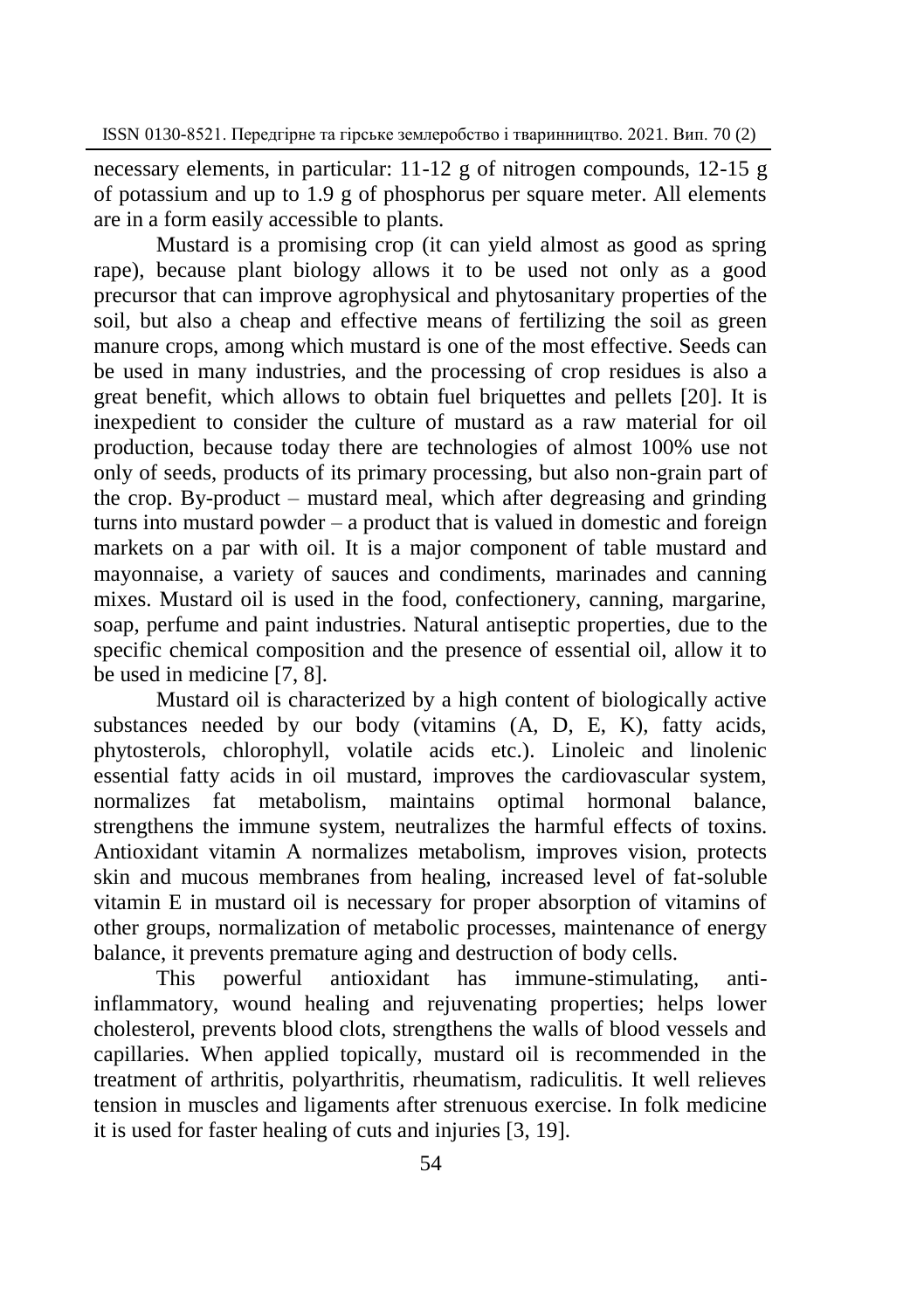necessary elements, in particular: 11-12 g of nitrogen compounds, 12-15 g of potassium and up to 1.9 g of phosphorus per square meter. All elements are in a form easily accessible to plants.

Mustard is a promising crop (it can yield almost as good as spring rape), because plant biology allows it to be used not only as a good precursor that can improve agrophysical and phytosanitary properties of the soil, but also a cheap and effective means of fertilizing the soil as green manure crops, among which mustard is one of the most effective. Seeds can be used in many industries, and the processing of crop residues is also a great benefit, which allows to obtain fuel briquettes and pellets [20]. It is inexpedient to consider the culture of mustard as a raw material for oil production, because today there are technologies of almost 100% use not only of seeds, products of its primary processing, but also non-grain part of the crop. By-product – mustard meal, which after degreasing and grinding turns into mustard powder – a product that is valued in domestic and foreign markets on a par with oil. It is a major component of table mustard and mayonnaise, a variety of sauces and condiments, marinades and canning mixes. Mustard oil is used in the food, confectionery, canning, margarine, soap, perfume and paint industries. Natural antiseptic properties, due to the specific chemical composition and the presence of essential oil, allow it to be used in medicine [7, 8].

Mustard oil is characterized by a high content of biologically active substances needed by our body (vitamins (A, D, E, K), fatty acids, phytosterols, chlorophyll, volatile acids etc.). Linoleic and linolenic essential fatty acids in oil mustard, improves the cardiovascular system, normalizes fat metabolism, maintains optimal hormonal balance, strengthens the immune system, neutralizes the harmful effects of toxins. Antioxidant vitamin A normalizes metabolism, improves vision, protects skin and mucous membranes from healing, increased level of fat-soluble vitamin E in mustard oil is necessary for proper absorption of vitamins of other groups, normalization of metabolic processes, maintenance of energy balance, it prevents premature aging and destruction of body cells.

This powerful antioxidant has immune-stimulating, anti-inflammatory, wound healing and rejuvenating properties; helps lower cholesterol, prevents blood clots, strengthens the walls of blood vessels and capillaries. When applied topically, mustard oil is recommended in the treatment of arthritis, polyarthritis, rheumatism, radiculitis. It well relieves tension in muscles and ligaments after strenuous exercise. In folk medicine it is used for faster healing of cuts and injuries [3, 19].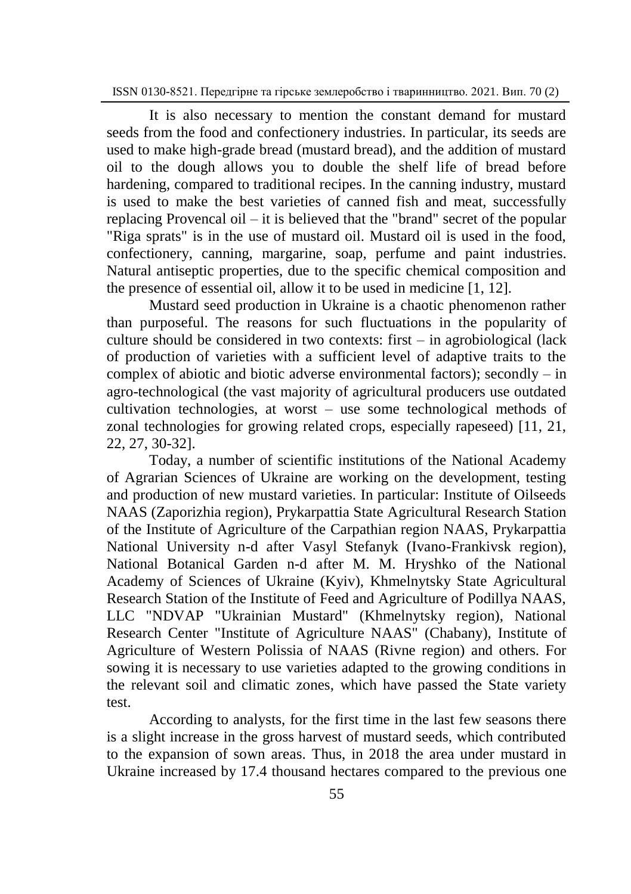It is also necessary to mention the constant demand for mustard seeds from the food and confectionery industries. In particular, its seeds are used to make high-grade bread (mustard bread), and the addition of mustard oil to the dough allows you to double the shelf life of bread before hardening, compared to traditional recipes. In the canning industry, mustard is used to make the best varieties of canned fish and meat, successfully replacing Provencal oil – it is believed that the "brand" secret of the popular "Riga sprats" is in the use of mustard oil. Mustard oil is used in the food, confectionery, canning, margarine, soap, perfume and paint industries. Natural antiseptic properties, due to the specific chemical composition and the presence of essential oil, allow it to be used in medicine [1, 12].

Mustard seed production in Ukraine is a chaotic phenomenon rather than purposeful. The reasons for such fluctuations in the popularity of culture should be considered in two contexts: first – in agrobiological (lack of production of varieties with a sufficient level of adaptive traits to the complex of abiotic and biotic adverse environmental factors); secondly – in agro-technological (the vast majority of agricultural producers use outdated cultivation technologies, at worst – use some technological methods of zonal technologies for growing related crops, especially rapeseed) [11, 21, 22, 27, 30-32].

Today, a number of scientific institutions of the National Academy of Agrarian Sciences of Ukraine are working on the development, testing and production of new mustard varieties. In particular: Institute of Oilseeds NAAS (Zaporizhia region), Prykarpattia State Agricultural Research Station of the Institute of Agriculture of the Carpathian region NAAS, Prykarpattia National University n-d after Vasyl Stefanyk (Ivano-Frankivsk region), National Botanical Garden n-d after M. M. Hryshko of the National Academy of Sciences of Ukraine (Kyiv), Khmelnytsky State Agricultural Research Station of the Institute of Feed and Agriculture of Podillya NAAS, LLC "NDVAP "Ukrainian Mustard" (Khmelnytsky region), National Research Center "Institute of Agriculture NAAS" (Chabany), Institute of Agriculture of Western Polissia of NAAS (Rivne region) and others. For sowing it is necessary to use varieties adapted to the growing conditions in the relevant soil and climatic zones, which have passed the State variety test.

According to analysts, for the first time in the last few seasons there is a slight increase in the gross harvest of mustard seeds, which contributed to the expansion of sown areas. Thus, in 2018 the area under mustard in Ukraine increased by 17.4 thousand hectares compared to the previous one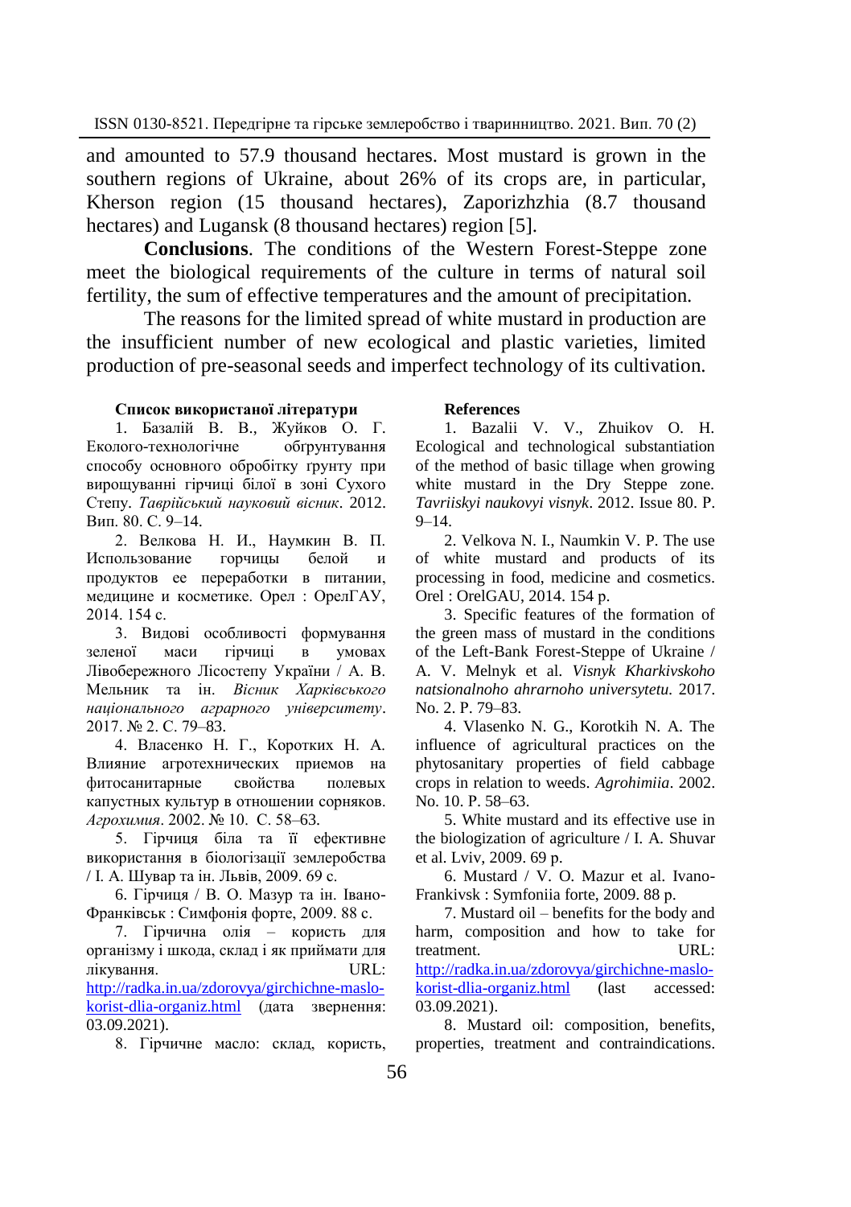and amounted to 57.9 thousand hectares. Most mustard is grown in the southern regions of Ukraine, about 26% of its crops are, in particular, Kherson region (15 thousand hectares), Zaporizhzhia (8.7 thousand hectares) and Lugansk (8 thousand hectares) region [5].

**Conclusions**. The conditions of the Western Forest-Steppe zone meet the biological requirements of the culture in terms of natural soil fertility, the sum of effective temperatures and the amount of precipitation.

The reasons for the limited spread of white mustard in production are the insufficient number of new ecological and plastic varieties, limited production of pre-seasonal seeds and imperfect technology of its cultivation.

**Список використаної літератури**

1. Базалій В. В., Жуйков О. Г. Еколого-технологічне обґрунтування способу основного обробітку ґрунту при вирощуванні гірчиці білої в зоні Сухого Степу. *Таврійський науковий вісник*. 2012. Вип. 80. С. 9–14.

2. Велкова Н. И., Наумкин В. П. Использование горчицы белой и продуктов ее переработки в питании, медицине и косметике. Орел : ОрелГАУ, 2014. 154 с.

3. Видові особливості формування зеленої маси гірчиці в умовах Лівобережного Лісостепу України / А. В. Мельник та ін. *Вісник Харківського національного аграрного університету*. 2017. № 2. С. 79–83.

4. Власенко Н. Г., Коротких Н. А. Влияние агротехнических приемов на фитосанитарные свойства полевых капустных культур в отношении сорняков. *Агрохимия*. 2002. № 10. С. 58–63.

5. Гірчиця біла та її ефективне використання в біологізації землеробства / І. А. Шувар та ін. Львів, 2009. 69 с.

6. Гірчиця / В. О. Мазур та ін. Івано-Франківськ : Симфонія форте, 2009. 88 с.

7. Гірчична олія – користь для організму і шкода, склад і як приймати для лікування. URL: http://radka.in.ua/zdorovya/girchichne-maslo-korist-dlia-organiz.html (дата звернення: 03.09.2021).

8. Гірчичне масло: склад, користь,

**References**

1. Bazalii V. V., Zhuikov O. H. Ecological and technological substantiation of the method of basic tillage when growing white mustard in the Dry Steppe zone. *Tavriiskyi naukovyi visnyk*. 2012. Issue 80. P. 9–14.

2. Velkova N. I., Naumkin V. P. The use of white mustard and products of its processing in food, medicine and cosmetics. Orel : OrelGAU, 2014. 154 p.

3. Specific features of the formation of the green mass of mustard in the conditions of the Left-Bank Forest-Steppe of Ukraine / A. V. Melnyk et al. *Visnyk Kharkivskoho natsionalnoho ahrarnoho universytetu.* 2017. No. 2. P. 79–83.

4. Vlasenko N. G., Korotkih N. A. The influence of agricultural practices on the phytosanitary properties of field cabbage crops in relation to weeds. *Agrohimiia*. 2002. No. 10. P. 58–63.

5. White mustard and its effective use in the biologization of agriculture / I. A. Shuvar et al. Lviv, 2009. 69 p.

6. Mustard / V. O. Mazur et al. Ivano-Frankivsk : Symfoniia forte, 2009. 88 p.

7. Mustard oil – benefits for the body and harm, composition and how to take for treatment. URL: http://radka.in.ua/zdorovya/girchichne-maslo-korist-dlia-organiz.html (last accessed: 03.09.2021).

8. Mustard oil: composition, benefits, properties, treatment and contraindications.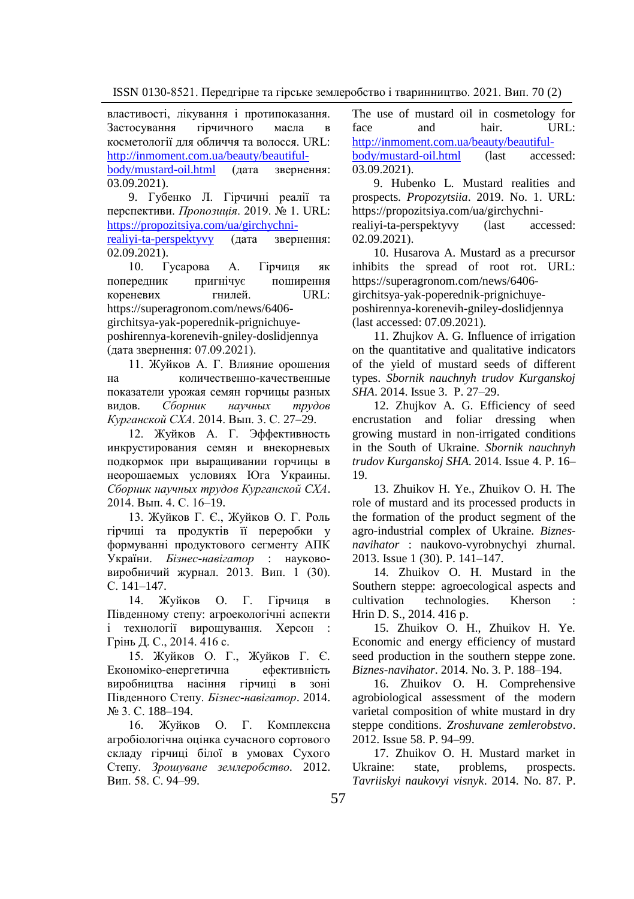властивості, лікування і протипоказання. Застосування гірчичного масла в косметології для обличчя та волосся. URL: http://inmoment.com.ua/beauty/beautiful-body/mustard-oil.html (дата звернення: 03.09.2021).

9. Губенко Л. Гірчичні реалії та перспективи. *Пропозиція*. 2019. № 1. URL: https://propozitsiya.com/ua/girchychni-realiyi-ta-perspektyvy (дата звернення: 02.09.2021).

10. Гусарова А. Гірчиця як попередник пригнічує поширення кореневих гнилей. URL: https://superagronom.com/news/6406-girchitsya-yak-poperednik-prignichuye-poshirennya-korenevih-gniley-doslidjennya (дата звернення: 07.09.2021).

11. Жуйков А. Г. Влияние орошения на количественно-качественные показатели урожая семян горчицы разных видов. *Сборник научных трудов Курганской СХА*. 2014. Вып. 3. С. 27–29.

12. Жуйков А. Г. Эффективность инкрустирования семян и внекорневых подкормок при выращивании горчицы в неорошаемых условиях Юга Украины. *Сборник научных трудов Курганской СХА*. 2014. Вып. 4. С. 16–19.

13. Жуйков Г. Є., Жуйков О. Г. Роль гірчиці та продуктів її переробки у формуванні продуктового сегменту АПК України. *Бізнес-навігатор* : науково-виробничий журнал. 2013. Вип. 1 (30). С. 141–147.

14. Жуйков О. Г. Гірчиця в Південному степу: агроекологічні аспекти і технології вирощування. Херсон : Грінь Д. С., 2014. 416 с.

15. Жуйков О. Г., Жуйков Г. Є. Економіко-енергетична ефективність виробництва насіння гірчиці в зоні Південного Степу. *Бізнес-навігатор*. 2014. № 3. С. 188–194.

16. Жуйков О. Г. Комплексна агробіологічна оцінка сучасного сортового складу гірчиці білої в умовах Сухого Степу. *Зрошуване землеробство*. 2012. Вип. 58. С. 94–99.

The use of mustard oil in cosmetology for face and hair. URL: http://inmoment.com.ua/beauty/beautiful-body/mustard-oil.html (last accessed: 03.09.2021).

9. Hubenko L. Mustard realities and prospects. *Propozytsiia*. 2019. No. 1. URL: https://propozitsiya.com/ua/girchychni-realiyi-ta-perspektyvy (last accessed: 02.09.2021).

10. Husarova A. Mustard as a precursor inhibits the spread of root rot. URL: https://superagronom.com/news/6406-girchitsya-yak-poperednik-prignichuye-poshirennya-korenevih-gniley-doslidjennya (last accessed: 07.09.2021).

11. Zhujkov A. G. Influence of irrigation on the quantitative and qualitative indicators of the yield of mustard seeds of different types. *Sbornik nauchnyh trudov Kurganskoj SHA*. 2014. Issue 3. P. 27–29.

12. Zhujkov A. G. Efficiency of seed encrustation and foliar dressing when growing mustard in non-irrigated conditions in the South of Ukraine. *Sbornik nauchnyh trudov Kurganskoj SHA*. 2014. Issue 4. P. 16–19.

13. Zhuikov H. Ye., Zhuikov O. H. The role of mustard and its processed products in the formation of the product segment of the agro-industrial complex of Ukraine. *Biznes-navihator* : naukovo-vyrobnychyi zhurnal. 2013. Issue 1 (30). P. 141–147.

14. Zhuikov O. H. Mustard in the Southern steppe: agroecological aspects and cultivation technologies. Kherson : Hrin D. S., 2014. 416 p.

15. Zhuikov O. H., Zhuikov H. Ye. Economic and energy efficiency of mustard seed production in the southern steppe zone. *Biznes-navihator*. 2014. No. 3. P. 188–194.

16. Zhuikov O. H. Comprehensive agrobiological assessment of the modern varietal composition of white mustard in dry steppe conditions. *Zroshuvane zemlerobstvo*. 2012. Issue 58. P. 94–99.

17. Zhuikov O. H. Mustard market in Ukraine: state, problems, prospects. *Tavriiskyi naukovyi visnyk*. 2014. No. 87. P.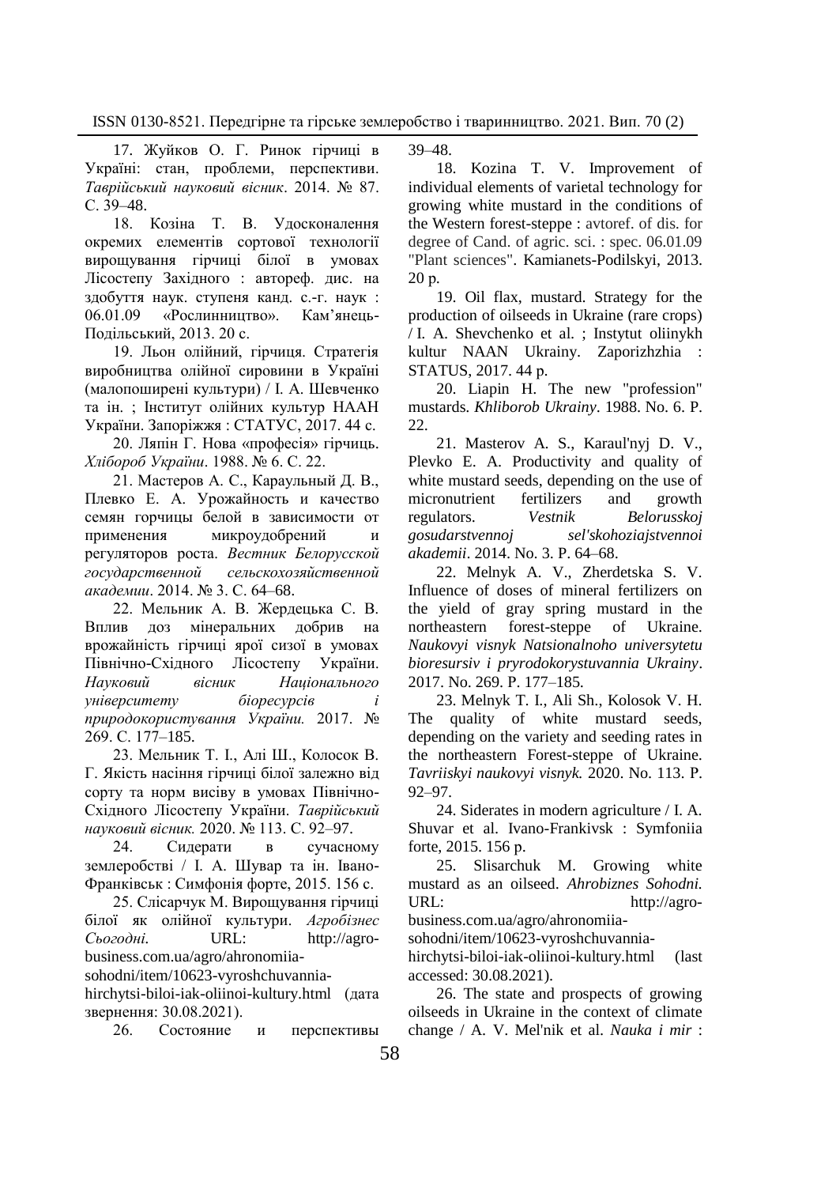17. Жуйков О. Г. Ринок гірчиці в Україні: стан, проблеми, перспективи. *Таврійський науковий вісник*. 2014. № 87. С. 39–48.

18. Козіна Т. В. Удосконалення окремих елементів сортової технології вирощування гірчиці білої в умовах Лісостепу Західного : автореф. дис. на здобуття наук. ступеня канд. с.-г. наук : 06.01.09 «Рослинництво». Кам'янець-Подільський, 2013. 20 с.

19. Льон олійний, гірчиця. Стратегія виробництва олійної сировини в Україні (малопоширені культури) / І. А. Шевченко та ін. ; Інститут олійних культур НААН України. Запоріжжя : СТАТУС, 2017. 44 с.

20. Ляпін Г. Нова «професія» гірчиць. *Хлібороб України*. 1988. № 6. С. 22.

21. Мастеров А. С., Караульный Д. В., Плевко Е. А. Урожайность и качество семян горчицы белой в зависимости от применения микроудобрений и регуляторов роста. *Вестник Белорусской государственной сельскохозяйственной академии*. 2014. № 3. С. 64–68.

22. Мельник А. В. Жердецька С. В. Вплив доз мінеральних добрив на врожайність гірчиці ярої сизої в умовах Північно-Східного Лісостепу України. *Науковий вісник Національного університету біоресурсів і природокористування України.* 2017. № 269. С. 177–185.

23. Мельник Т. І., Алі Ш., Колосок В. Г. Якість насіння гірчиці білої залежно від сорту та норм висіву в умовах Північно-Східного Лісостепу України. *Таврійський науковий вісник.* 2020. № 113. С. 92–97.

24. Сидерати в сучасному землеробстві / І. А. Шувар та ін. Івано-Франківськ : Симфонія форте, 2015. 156 с.

25. Слісарчук М. Вирощування гірчиці білої як олійної культури. *Агробізнес Сьогодні*. URL: http://agro-business.com.ua/agro/ahronomiia-sohodni/item/10623-vyroshchuvannia-hirchytsi-biloi-iak-oliinoi-kultury.html (дата звернення: 30.08.2021).

26. Состояние и перспективы

39–48.

18. Kozina T. V. Improvement of individual elements of varietal technology for growing white mustard in the conditions of the Western forest-steppe : avtoref. of dis. for degree of Cand. of agric. sci. : spec. 06.01.09 "Plant sciences". Kamianets-Podilskyi, 2013. 20 p.

19. Oil flax, mustard. Strategy for the production of oilseeds in Ukraine (rare crops) / I. A. Shevchenko et al. ; Instytut oliinykh kultur NAAN Ukrainy. Zaporizhzhia : STATUS, 2017. 44 p.

20. Liapin H. The new "profession" mustards. *Khliborob Ukrainy*. 1988. No. 6. P. 22.

21. Masterov A. S., Karaul'nyj D. V., Plevko E. A. Productivity and quality of white mustard seeds, depending on the use of micronutrient fertilizers and growth regulators. *Vestnik Belorusskoj gosudarstvennoj sel'skohoziajstvennoi akademii*. 2014. No. 3. P. 64–68.

22. Melnyk A. V., Zherdetska S. V. Influence of doses of mineral fertilizers on the yield of gray spring mustard in the northeastern forest-steppe of Ukraine. *Naukovyi visnyk Natsionalnoho universytetu bioresursiv i pryrodokorystuvannia Ukrainy*. 2017. No. 269. P. 177–185.

23. Melnyk T. I., Ali Sh., Kolosok V. H. The quality of white mustard seeds, depending on the variety and seeding rates in the northeastern Forest-steppe of Ukraine. *Tavriiskyi naukovyi visnyk.* 2020. No. 113. P. 92–97.

24. Siderates in modern agriculture / I. A. Shuvar et al. Ivano-Frankivsk : Symfoniia forte, 2015. 156 p.

25. Slisarchuk M. Growing white mustard as an oilseed. *Ahrobiznes Sohodni.* URL: http://agro-business.com.ua/agro/ahronomiia-sohodni/item/10623-vyroshchuvannia-hirchytsi-biloi-iak-oliinoi-kultury.html (last accessed: 30.08.2021).

26. The state and prospects of growing oilseeds in Ukraine in the context of climate change / A. V. Mel'nik et al. *Nauka i mir* :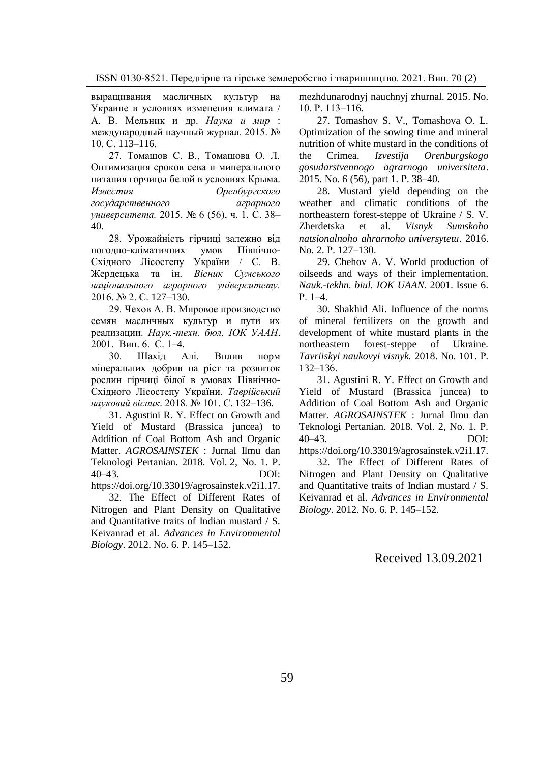выращивания масличных культур на Украине в условиях изменения климата / А. В. Мельник и др. *Наука и мир* : международный научный журнал. 2015. № 10. С. 113–116.

27. Томашов С. В., Томашова О. Л. Оптимизация сроков сева и минерального питания горчицы белой в условиях Крыма. *Известия Оренбургского государственного аграрного университета.* 2015. № 6 (56), ч. 1. С. 38–40.

28. Урожайність гірчиці залежно від погодно-кліматичних умов Північно-Східного Лісостепу України / С. В. Жердецька та ін. *Вісник Сумського національного аграрного університету.* 2016. № 2. С. 127–130.

29. Чехов А. В. Мировое производство семян масличных культур и пути их реализации. *Наук.-техн. бюл. ІОК УААН*. 2001. Вип. 6. С. 1–4.

30. Шахід Алі. Вплив норм мінеральних добрив на ріст та розвиток рослин гірчиці білої в умовах Північно-Східного Лісостепу України. *Таврійський науковий вісник*. 2018. № 101. С. 132–136.

31. Agustini R. Y. Effect on Growth and Yield of Mustard (Brassica juncea) to Addition of Coal Bottom Ash and Organic Matter. *AGROSAINSTEK* : Jurnal Ilmu dan Teknologi Pertanian. 2018. Vol. 2, No. 1. P. 40–43. DOI: https://doi.org/10.33019/agrosainstek.v2i1.17.

32. The Effect of Different Rates of Nitrogen and Plant Density on Qualitative and Quantitative traits of Indian mustard / S. Keivanrad et al. *Advances in Environmental Biology*. 2012. No. 6. P. 145–152.

mezhdunarodnyj nauchnyj zhurnal. 2015. No. 10. P. 113–116.

27. Tomashov S. V., Tomashova O. L. Optimization of the sowing time and mineral nutrition of white mustard in the conditions of the Crimea. *Izvestija Orenburgskogo gosudarstvennogo agrarnogo universiteta*. 2015. No. 6 (56), part 1. P. 38–40.

28. Mustard yield depending on the weather and climatic conditions of the northeastern forest-steppe of Ukraine / S. V. Zherdetska et al. *Visnyk Sumskoho natsionalnoho ahrarnoho universytetu*. 2016. No. 2. P. 127–130.

29. Chehov A. V. World production of oilseeds and ways of their implementation. *Nauk.-tekhn. biul. IOK UAAN*. 2001. Issue 6. P. 1–4.

30. Shakhid Ali. Influence of the norms of mineral fertilizers on the growth and development of white mustard plants in the northeastern forest-steppe of Ukraine. *Tavriiskyi naukovyi visnyk.* 2018. No. 101. P. 132–136.

31. Agustini R. Y. Effect on Growth and Yield of Mustard (Brassica juncea) to Addition of Coal Bottom Ash and Organic Matter. *AGROSAINSTEK* : Jurnal Ilmu dan Teknologi Pertanian. 2018. Vol. 2, No. 1. P. 40–43. DOI: https://doi.org/10.33019/agrosainstek.v2i1.17.

32. The Effect of Different Rates of Nitrogen and Plant Density on Qualitative and Quantitative traits of Indian mustard / S. Keivanrad et al. *Advances in Environmental Biology*. 2012. No. 6. P. 145–152.

Received 13.09.2021